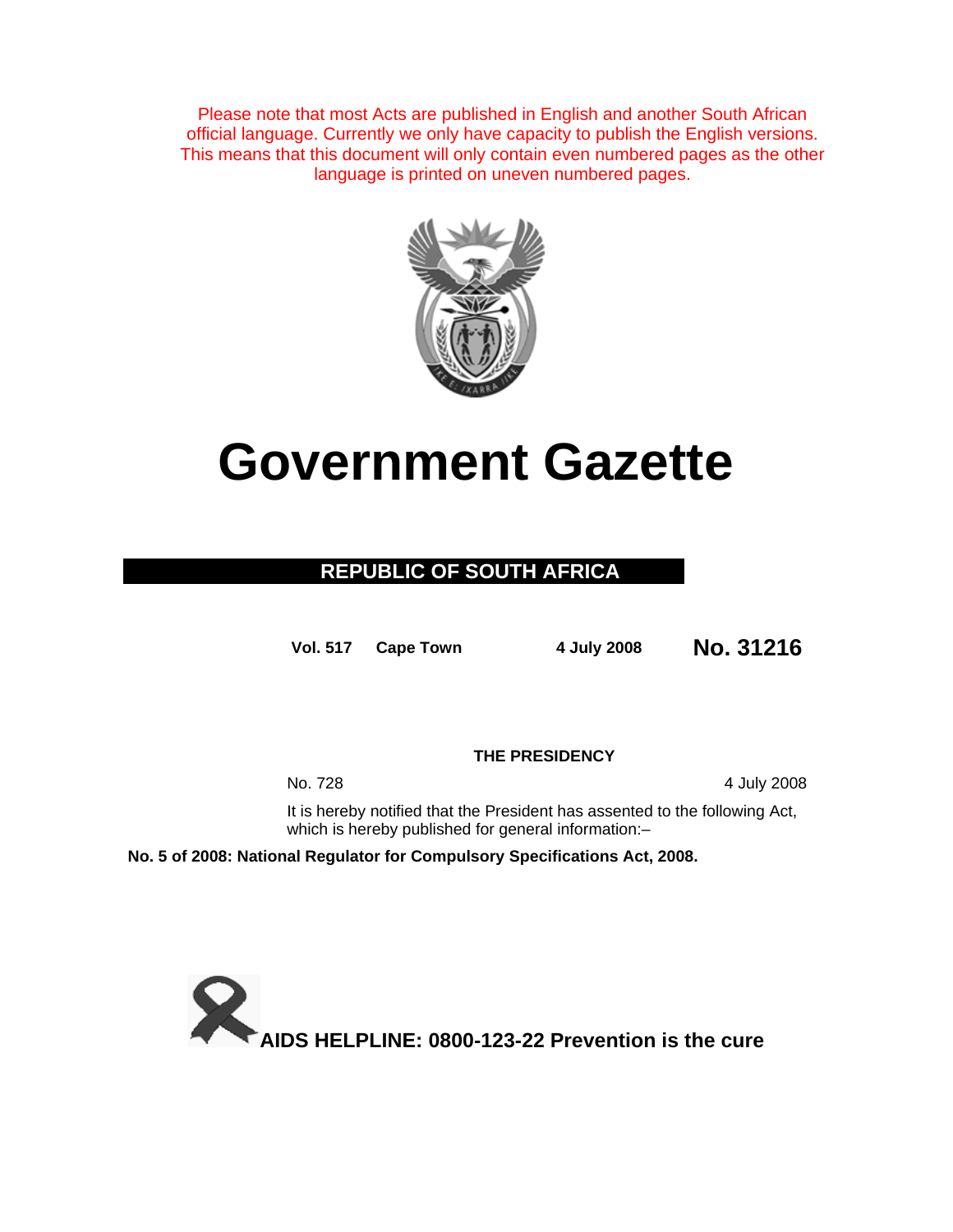Please note that most Acts are published in English and another South African official language. Currently we only have capacity to publish the English versions. This means that this document will only contain even numbered pages as the other language is printed on uneven numbered pages.

# Government Gazette

**REPUBLIC OF SOUTH AFRICA**

**Vol. 517** **Cape Town** **4 July 2008** **No. 31216**

**THE PRESIDENCY**

No. 728 4 July 2008

It is hereby notified that the President has assented to the following Act, which is hereby published for general information:–

**No. 5 of 2008: National Regulator for Compulsory Specifications Act, 2008.**

**AIDS HELPLINE: 0800-123-22 Prevention is the cure**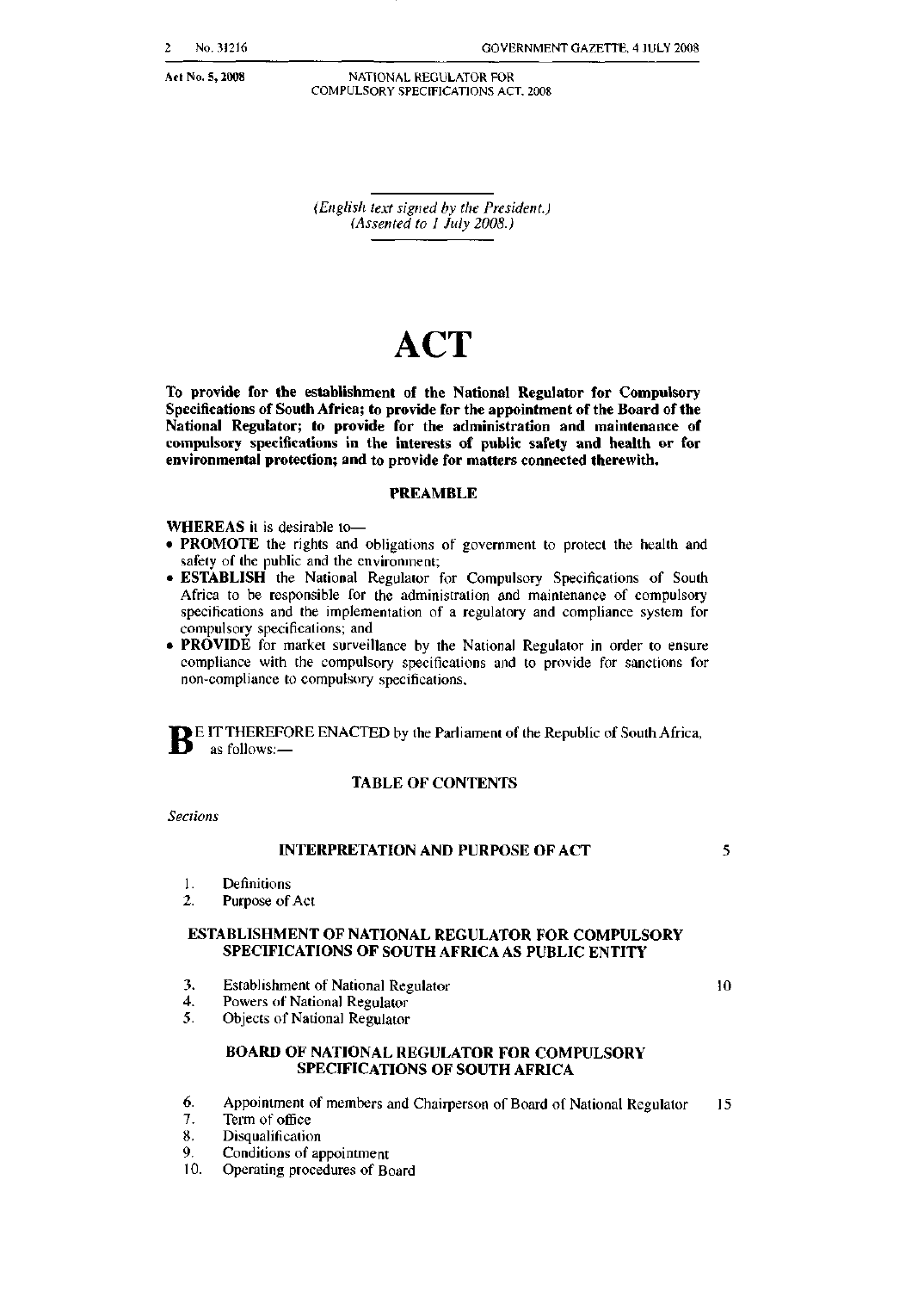*(English text signed by the President.)*
*(Assented to 1 July 2008.)*

# ACT

**To provide for the establishment of the National Regulator for Compulsory Specifications of South Africa; to provide for the appointment of the Board of the National Regulator; to provide for the administration and maintenance of compulsory specifications in the interests of public safety and health or for environmental protection; and to provide for matters connected therewith.**

## PREAMBLE

**WHEREAS** it is desirable to—

- **PROMOTE** the rights and obligations of government to protect the health and safety of the public and the environment;
- **ESTABLISH** the National Regulator for Compulsory Specifications of South Africa to be responsible for the administration and maintenance of compulsory specifications and the implementation of a regulatory and compliance system for compulsory specifications; and
- **PROVIDE** for market surveillance by the National Regulator in order to ensure compliance with the compulsory specifications and to provide for sanctions for non-compliance to compulsory specifications.

**B**E IT THEREFORE ENACTED by the Parliament of the Republic of South Africa, as follows:—

## TABLE OF CONTENTS

*Sections*

### INTERPRETATION AND PURPOSE OF ACT

1. Definitions
2. Purpose of Act

### ESTABLISHMENT OF NATIONAL REGULATOR FOR COMPULSORY SPECIFICATIONS OF SOUTH AFRICA AS PUBLIC ENTITY

3. Establishment of National Regulator
4. Powers of National Regulator
5. Objects of National Regulator

### BOARD OF NATIONAL REGULATOR FOR COMPULSORY SPECIFICATIONS OF SOUTH AFRICA

6. Appointment of members and Chairperson of Board of National Regulator
7. Term of office
8. Disqualification
9. Conditions of appointment
10. Operating procedures of Board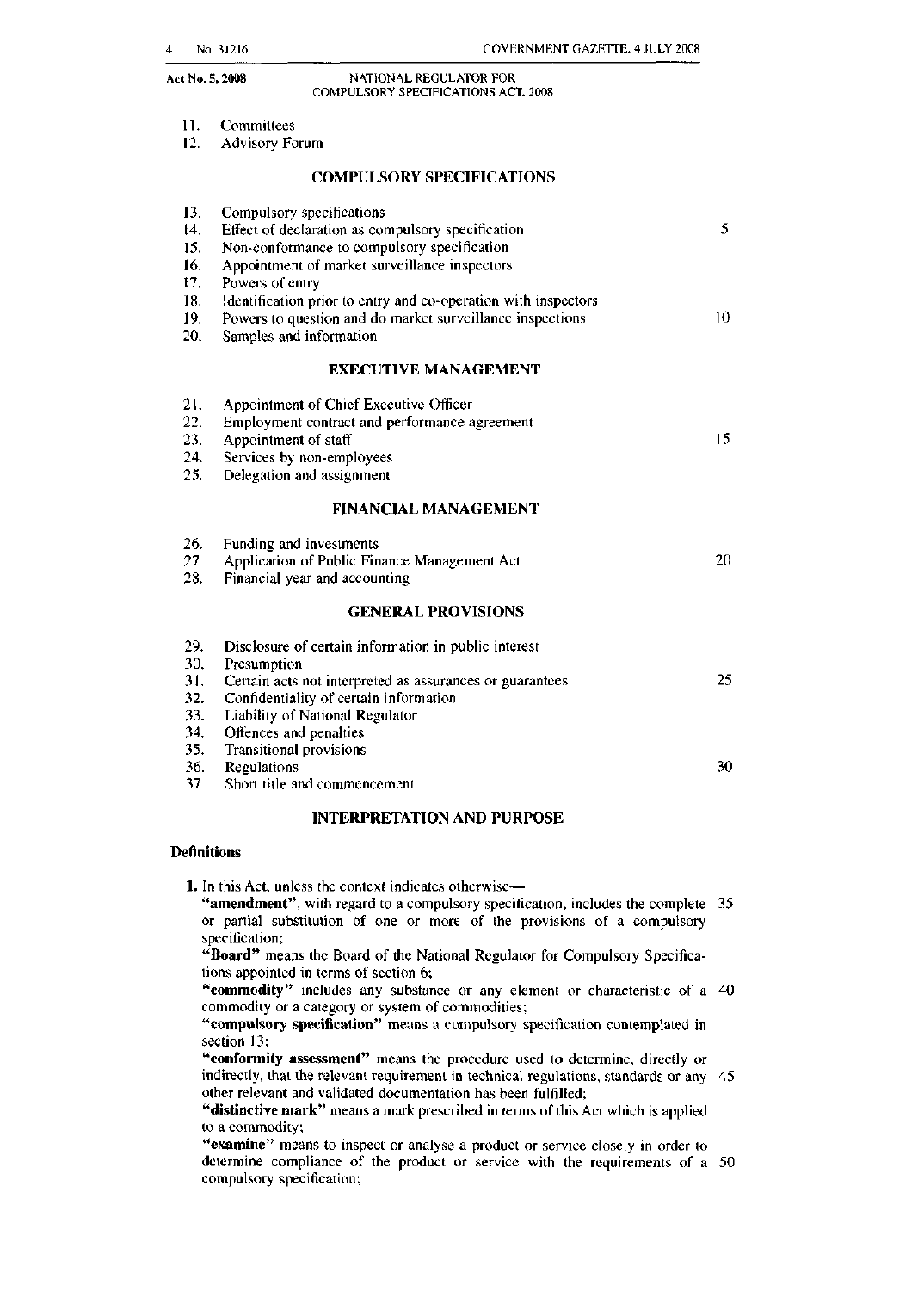11. Committees
12. Advisory Forum

## COMPULSORY SPECIFICATIONS

13. Compulsory specifications
14. Effect of declaration as compulsory specification
15. Non-conformance to compulsory specification
16. Appointment of market surveillance inspectors
17. Powers of entry
18. Identification prior to entry and co-operation with inspectors
19. Powers to question and do market surveillance inspections
20. Samples and information

## EXECUTIVE MANAGEMENT

21. Appointment of Chief Executive Officer
22. Employment contract and performance agreement
23. Appointment of staff
24. Services by non-employees
25. Delegation and assignment

## FINANCIAL MANAGEMENT

26. Funding and investments
27. Application of Public Finance Management Act
28. Financial year and accounting

## GENERAL PROVISIONS

29. Disclosure of certain information in public interest
30. Presumption
31. Certain acts not interpreted as assurances or guarantees
32. Confidentiality of certain information
33. Liability of National Regulator
34. Offences and penalties
35. Transitional provisions
36. Regulations
37. Short title and commencement

## INTERPRETATION AND PURPOSE

### Definitions

**1.** In this Act, unless the context indicates otherwise—

**"amendment"**, with regard to a compulsory specification, includes the complete or partial substitution of one or more of the provisions of a compulsory specification;

**"Board"** means the Board of the National Regulator for Compulsory Specifications appointed in terms of section 6;

**"commodity"** includes any substance or any element or characteristic of a commodity or a category or system of commodities;

**"compulsory specification"** means a compulsory specification contemplated in section 13;

**"conformity assessment"** means the procedure used to determine, directly or indirectly, that the relevant requirement in technical regulations, standards or any other relevant and validated documentation has been fulfilled;

**"distinctive mark"** means a mark prescribed in terms of this Act which is applied to a commodity;

**"examine"** means to inspect or analyse a product or service closely in order to determine compliance of the product or service with the requirements of a compulsory specification;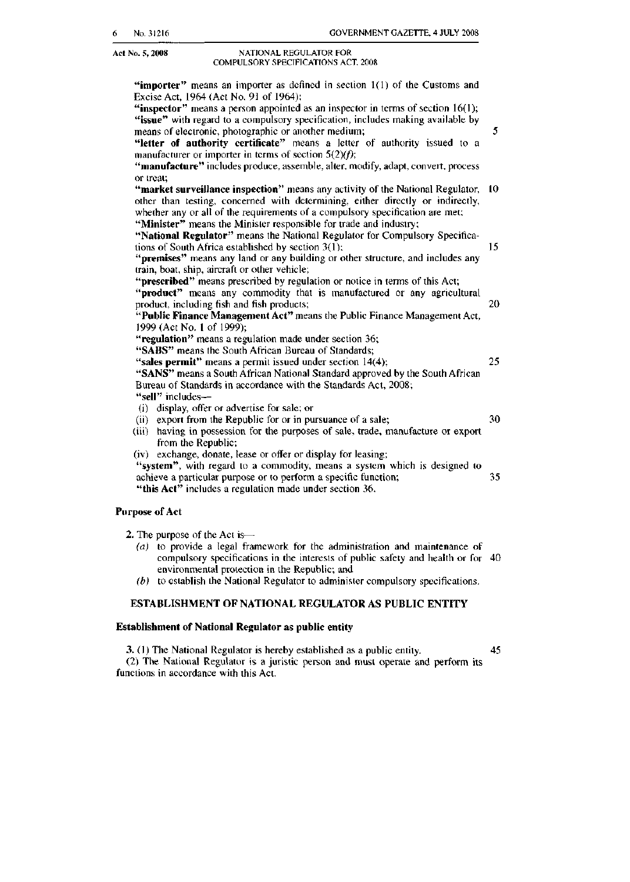"**importer**" means an importer as defined in section 1(1) of the Customs and Excise Act, 1964 (Act No. 91 of 1964);

"**inspector**" means a person appointed as an inspector in terms of section 16(1);

"**issue**" with regard to a compulsory specification, includes making available by means of electronic, photographic or another medium;

"**letter of authority certificate**" means a letter of authority issued to a manufacturer or importer in terms of section 5(2)*(f)*;

"**manufacture**" includes produce, assemble, alter, modify, adapt, convert, process or treat;

"**market surveillance inspection**" means any activity of the National Regulator, other than testing, concerned with determining, either directly or indirectly, whether any or all of the requirements of a compulsory specification are met;

"**Minister**" means the Minister responsible for trade and industry;

"**National Regulator**" means the National Regulator for Compulsory Specifications of South Africa established by section 3(1);

"**premises**" means any land or any building or other structure, and includes any train, boat, ship, aircraft or other vehicle;

"**prescribed**" means prescribed by regulation or notice in terms of this Act;

"**product**" means any commodity that is manufactured or any agricultural product, including fish and fish products;

"**Public Finance Management Act**" means the Public Finance Management Act, 1999 (Act No. 1 of 1999);

"**regulation**" means a regulation made under section 36;

"**SABS**" means the South African Bureau of Standards;

"**sales permit**" means a permit issued under section 14(4);

"**SANS**" means a South African National Standard approved by the South African Bureau of Standards in accordance with the Standards Act, 2008;

"**sell**" includes—

(i) display, offer or advertise for sale; or

(ii) export from the Republic for or in pursuance of a sale;

(iii) having in possession for the purposes of sale, trade, manufacture or export from the Republic;

(iv) exchange, donate, lease or offer or display for leasing;

"**system**", with regard to a commodity, means a system which is designed to achieve a particular purpose or to perform a specific function;

"**this Act**" includes a regulation made under section 36.

### Purpose of Act

**2.** The purpose of the Act is—

*(a)* to provide a legal framework for the administration and maintenance of compulsory specifications in the interests of public safety and health or for environmental protection in the Republic; and

*(b)* to establish the National Regulator to administer compulsory specifications.

## ESTABLISHMENT OF NATIONAL REGULATOR AS PUBLIC ENTITY

### Establishment of National Regulator as public entity

**3.** (1) The National Regulator is hereby established as a public entity.

(2) The National Regulator is a juristic person and must operate and perform its functions in accordance with this Act.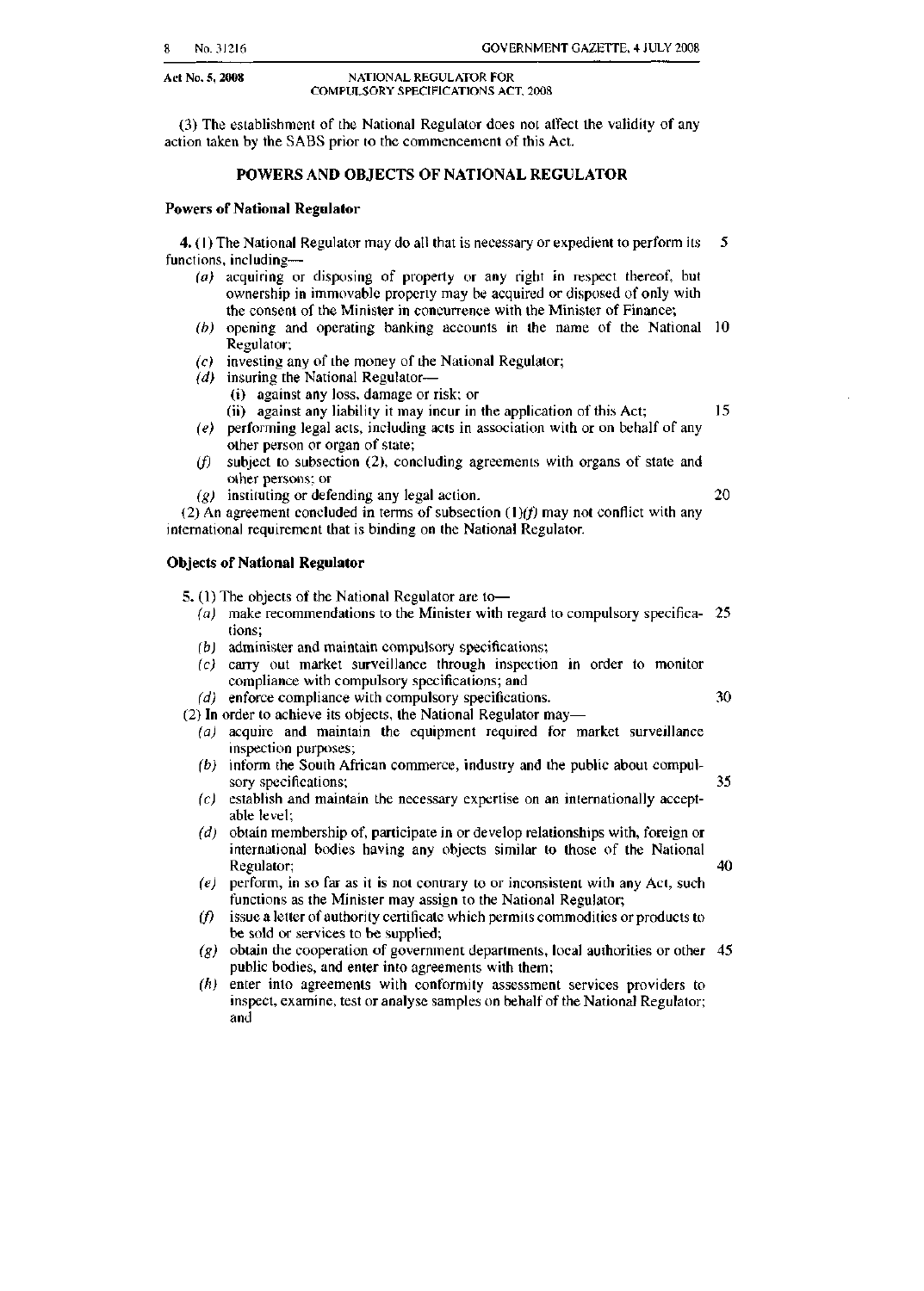Act No. 5, 2008 NATIONAL REGULATOR FOR COMPULSORY SPECIFICATIONS ACT, 2008

(3) The establishment of the National Regulator does not affect the validity of any action taken by the SABS prior to the commencement of this Act.

## POWERS AND OBJECTS OF NATIONAL REGULATOR

### Powers of National Regulator

**4.** (1) The National Regulator may do all that is necessary or expedient to perform its functions, including—

- *(a)* acquiring or disposing of property or any right in respect thereof, but ownership in immovable property may be acquired or disposed of only with the consent of the Minister in concurrence with the Minister of Finance;
- *(b)* opening and operating banking accounts in the name of the National Regulator;
- *(c)* investing any of the money of the National Regulator;
- *(d)* insuring the National Regulator—
  - (i) against any loss, damage or risk; or
  - (ii) against any liability it may incur in the application of this Act;
- *(e)* performing legal acts, including acts in association with or on behalf of any other person or organ of state;
- *(f)* subject to subsection (2), concluding agreements with organs of state and other persons; or
- *(g)* instituting or defending any legal action.

(2) An agreement concluded in terms of subsection (1)*(f)* may not conflict with any international requirement that is binding on the National Regulator.

### Objects of National Regulator

**5.** (1) The objects of the National Regulator are to—

- *(a)* make recommendations to the Minister with regard to compulsory specifications;
- *(b)* administer and maintain compulsory specifications;
- *(c)* carry out market surveillance through inspection in order to monitor compliance with compulsory specifications; and
- *(d)* enforce compliance with compulsory specifications.

(2) In order to achieve its objects, the National Regulator may—

- *(a)* acquire and maintain the equipment required for market surveillance inspection purposes;
- *(b)* inform the South African commerce, industry and the public about compulsory specifications;
- *(c)* establish and maintain the necessary expertise on an internationally acceptable level;
- *(d)* obtain membership of, participate in or develop relationships with, foreign or international bodies having any objects similar to those of the National Regulator;
- *(e)* perform, in so far as it is not contrary to or inconsistent with any Act, such functions as the Minister may assign to the National Regulator;
- *(f)* issue a letter of authority certificate which permits commodities or products to be sold or services to be supplied;
- *(g)* obtain the cooperation of government departments, local authorities or other public bodies, and enter into agreements with them;
- *(h)* enter into agreements with conformity assessment services providers to inspect, examine, test or analyse samples on behalf of the National Regulator; and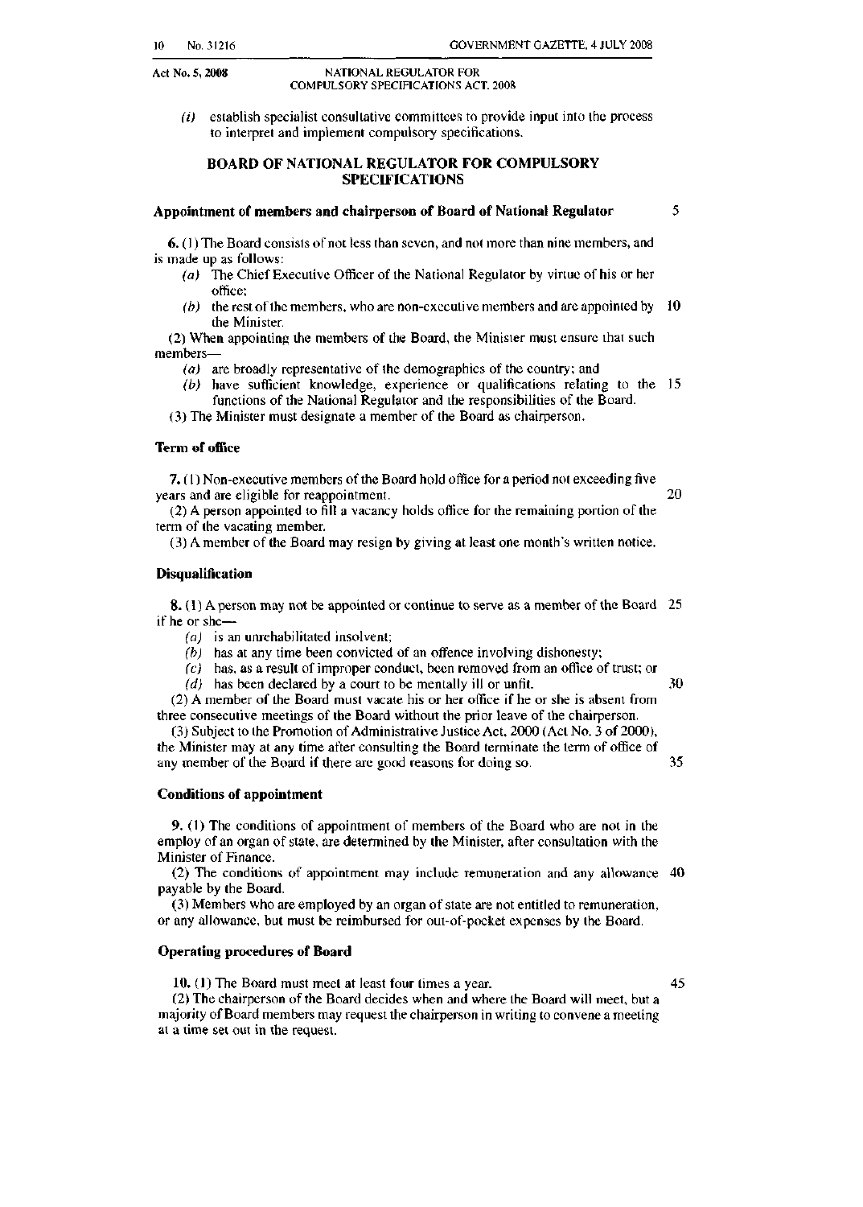(i) establish specialist consultative committees to provide input into the process to interpret and implement compulsory specifications.

## BOARD OF NATIONAL REGULATOR FOR COMPULSORY SPECIFICATIONS

### Appointment of members and chairperson of Board of National Regulator

**6.** (1) The Board consists of not less than seven, and not more than nine members, and is made up as follows:

(a) The Chief Executive Officer of the National Regulator by virtue of his or her office;

(b) the rest of the members, who are non-executive members and are appointed by the Minister.

(2) When appointing the members of the Board, the Minister must ensure that such members—

(a) are broadly representative of the demographics of the country; and

(b) have sufficient knowledge, experience or qualifications relating to the functions of the National Regulator and the responsibilities of the Board.

(3) The Minister must designate a member of the Board as chairperson.

### Term of office

**7.** (1) Non-executive members of the Board hold office for a period not exceeding five years and are eligible for reappointment.

(2) A person appointed to fill a vacancy holds office for the remaining portion of the term of the vacating member.

(3) A member of the Board may resign by giving at least one month's written notice.

### Disqualification

**8.** (1) A person may not be appointed or continue to serve as a member of the Board if he or she—

(a) is an unrehabilitated insolvent;

(b) has at any time been convicted of an offence involving dishonesty;

(c) has, as a result of improper conduct, been removed from an office of trust; or

(d) has been declared by a court to be mentally ill or unfit.

(2) A member of the Board must vacate his or her office if he or she is absent from three consecutive meetings of the Board without the prior leave of the chairperson.

(3) Subject to the Promotion of Administrative Justice Act, 2000 (Act No. 3 of 2000), the Minister may at any time after consulting the Board terminate the term of office of any member of the Board if there are good reasons for doing so.

### Conditions of appointment

**9.** (1) The conditions of appointment of members of the Board who are not in the employ of an organ of state, are determined by the Minister, after consultation with the Minister of Finance.

(2) The conditions of appointment may include remuneration and any allowance payable by the Board.

(3) Members who are employed by an organ of state are not entitled to remuneration, or any allowance, but must be reimbursed for out-of-pocket expenses by the Board.

### Operating procedures of Board

**10.** (1) The Board must meet at least four times a year.

(2) The chairperson of the Board decides when and where the Board will meet, but a majority of Board members may request the chairperson in writing to convene a meeting at a time set out in the request.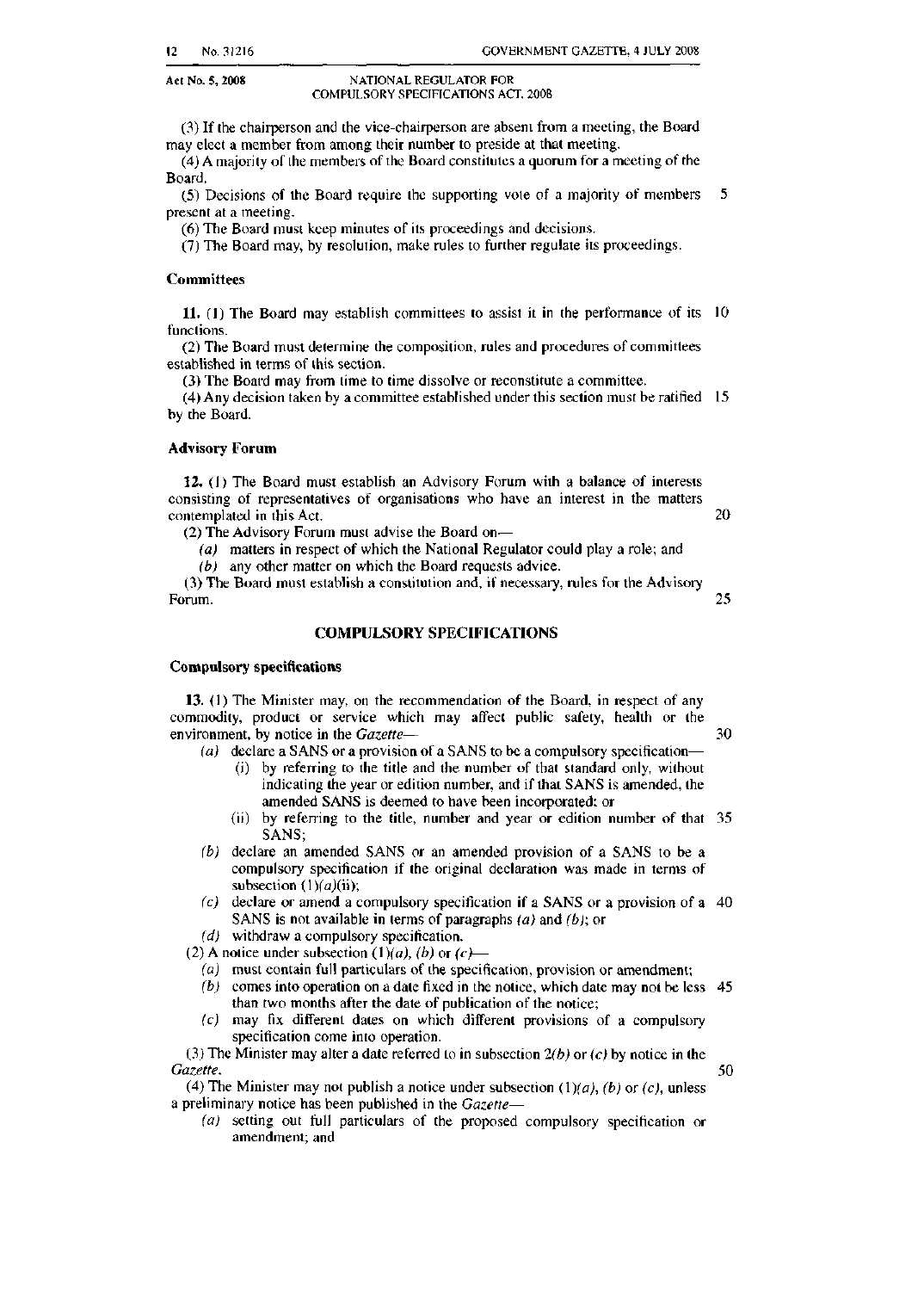(3) If the chairperson and the vice-chairperson are absent from a meeting, the Board may elect a member from among their number to preside at that meeting.

(4) A majority of the members of the Board constitutes a quorum for a meeting of the Board.

(5) Decisions of the Board require the supporting vote of a majority of members present at a meeting.

(6) The Board must keep minutes of its proceedings and decisions.

(7) The Board may, by resolution, make rules to further regulate its proceedings.

**Committees**

**11.** (1) The Board may establish committees to assist it in the performance of its functions.

(2) The Board must determine the composition, rules and procedures of committees established in terms of this section.

(3) The Board may from time to time dissolve or reconstitute a committee.

(4) Any decision taken by a committee established under this section must be ratified by the Board.

**Advisory Forum**

**12.** (1) The Board must establish an Advisory Forum with a balance of interests consisting of representatives of organisations who have an interest in the matters contemplated in this Act.

(2) The Advisory Forum must advise the Board on—

*(a)* matters in respect of which the National Regulator could play a role; and

*(b)* any other matter on which the Board requests advice.

(3) The Board must establish a constitution and, if necessary, rules for the Advisory Forum.

## COMPULSORY SPECIFICATIONS

**Compulsory specifications**

**13.** (1) The Minister may, on the recommendation of the Board, in respect of any commodity, product or service which may affect public safety, health or the environment, by notice in the *Gazette*—

*(a)* declare a SANS or a provision of a SANS to be a compulsory specification—

(i) by referring to the title and the number of that standard only, without indicating the year or edition number, and if that SANS is amended, the amended SANS is deemed to have been incorporated; or

(ii) by referring to the title, number and year or edition number of that SANS;

*(b)* declare an amended SANS or an amended provision of a SANS to be a compulsory specification if the original declaration was made in terms of subsection (1)*(a)*(ii);

*(c)* declare or amend a compulsory specification if a SANS or a provision of a SANS is not available in terms of paragraphs *(a)* and *(b)*; or

*(d)* withdraw a compulsory specification.

(2) A notice under subsection (1)*(a)*, *(b)* or *(c)*—

*(a)* must contain full particulars of the specification, provision or amendment;

*(b)* comes into operation on a date fixed in the notice, which date may not be less than two months after the date of publication of the notice;

*(c)* may fix different dates on which different provisions of a compulsory specification come into operation.

(3) The Minister may alter a date referred to in subsection 2*(b)* or *(c)* by notice in the *Gazette*.

(4) The Minister may not publish a notice under subsection (1)*(a)*, *(b)* or *(c)*, unless a preliminary notice has been published in the *Gazette*—

*(a)* setting out full particulars of the proposed compulsory specification or amendment; and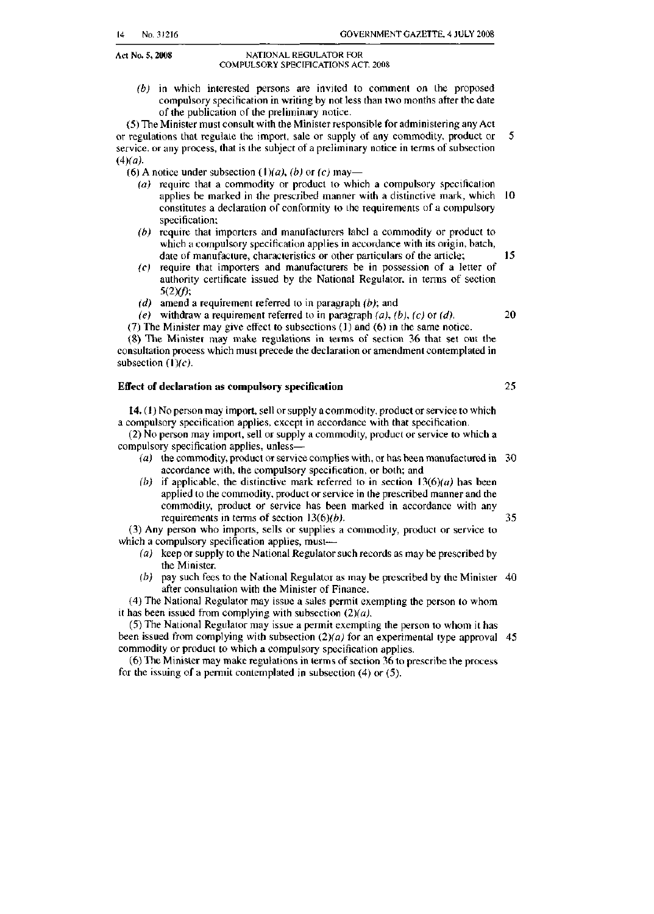(*b*) in which interested persons are invited to comment on the proposed compulsory specification in writing by not less than two months after the date of the publication of the preliminary notice.

(5) The Minister must consult with the Minister responsible for administering any Act or regulations that regulate the import, sale or supply of any commodity, product or service, or any process, that is the subject of a preliminary notice in terms of subsection (4)(*a*).

(6) A notice under subsection (1)(*a*), (*b*) or (*c*) may—

(*a*) require that a commodity or product to which a compulsory specification applies be marked in the prescribed manner with a distinctive mark, which constitutes a declaration of conformity to the requirements of a compulsory specification;

(*b*) require that importers and manufacturers label a commodity or product to which a compulsory specification applies in accordance with its origin, batch, date of manufacture, characteristics or other particulars of the article;

(*c*) require that importers and manufacturers be in possession of a letter of authority certificate issued by the National Regulator, in terms of section 5(2)(*f*);

(*d*) amend a requirement referred to in paragraph (*b*); and

(*e*) withdraw a requirement referred to in paragraph (*a*), (*b*), (*c*) or (*d*).

(7) The Minister may give effect to subsections (1) and (6) in the same notice.

(8) The Minister may make regulations in terms of section 36 that set out the consultation process which must precede the declaration or amendment contemplated in subsection (1)(*c*).

**Effect of declaration as compulsory specification**

**14.** (1) No person may import, sell or supply a commodity, product or service to which a compulsory specification applies, except in accordance with that specification.

(2) No person may import, sell or supply a commodity, product or service to which a compulsory specification applies, unless—

(*a*) the commodity, product or service complies with, or has been manufactured in accordance with, the compulsory specification, or both; and

(*b*) if applicable, the distinctive mark referred to in section 13(6)(*a*) has been applied to the commodity, product or service in the prescribed manner and the commodity, product or service has been marked in accordance with any requirements in terms of section 13(6)(*b*).

(3) Any person who imports, sells or supplies a commodity, product or service to which a compulsory specification applies, must—

(*a*) keep or supply to the National Regulator such records as may be prescribed by the Minister.

(*b*) pay such fees to the National Regulator as may be prescribed by the Minister after consultation with the Minister of Finance.

(4) The National Regulator may issue a sales permit exempting the person to whom it has been issued from complying with subsection (2)(*a*).

(5) The National Regulator may issue a permit exempting the person to whom it has been issued from complying with subsection (2)(*a*) for an experimental type approval commodity or product to which a compulsory specification applies.

(6) The Minister may make regulations in terms of section 36 to prescribe the process for the issuing of a permit contemplated in subsection (4) or (5).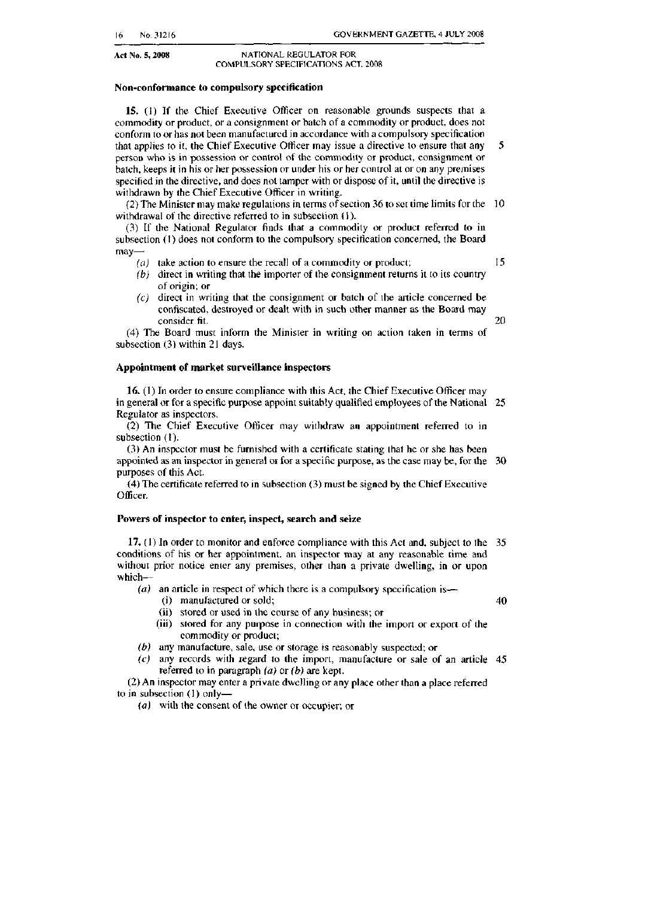**Non-conformance to compulsory specification**

**15.** (1) If the Chief Executive Officer on reasonable grounds suspects that a commodity or product, or a consignment or batch of a commodity or product, does not conform to or has not been manufactured in accordance with a compulsory specification that applies to it, the Chief Executive Officer may issue a directive to ensure that any person who is in possession or control of the commodity or product, consignment or batch, keeps it in his or her possession or under his or her control at or on any premises specified in the directive, and does not tamper with or dispose of it, until the directive is withdrawn by the Chief Executive Officer in writing.

(2) The Minister may make regulations in terms of section 36 to set time limits for the withdrawal of the directive referred to in subsection (1).

(3) If the National Regulator finds that a commodity or product referred to in subsection (1) does not conform to the compulsory specification concerned, the Board may—

- *(a)* take action to ensure the recall of a commodity or product;
- *(b)* direct in writing that the importer of the consignment returns it to its country of origin; or
- *(c)* direct in writing that the consignment or batch of the article concerned be confiscated, destroyed or dealt with in such other manner as the Board may consider fit.

(4) The Board must inform the Minister in writing on action taken in terms of subsection (3) within 21 days.

**Appointment of market surveillance inspectors**

**16.** (1) In order to ensure compliance with this Act, the Chief Executive Officer may in general or for a specific purpose appoint suitably qualified employees of the National Regulator as inspectors.

(2) The Chief Executive Officer may withdraw an appointment referred to in subsection (1).

(3) An inspector must be furnished with a certificate stating that he or she has been appointed as an inspector in general or for a specific purpose, as the case may be, for the purposes of this Act.

(4) The certificate referred to in subsection (3) must be signed by the Chief Executive Officer.

**Powers of inspector to enter, inspect, search and seize**

**17.** (1) In order to monitor and enforce compliance with this Act and, subject to the conditions of his or her appointment, an inspector may at any reasonable time and without prior notice enter any premises, other than a private dwelling, in or upon which—

- *(a)* an article in respect of which there is a compulsory specification is—
  - (i) manufactured or sold;
  - (ii) stored or used in the course of any business; or
  - (iii) stored for any purpose in connection with the import or export of the commodity or product;
- *(b)* any manufacture, sale, use or storage is reasonably suspected; or
- *(c)* any records with regard to the import, manufacture or sale of an article referred to in paragraph *(a)* or *(b)* are kept.

(2) An inspector may enter a private dwelling or any place other than a place referred to in subsection (1) only—

- *(a)* with the consent of the owner or occupier; or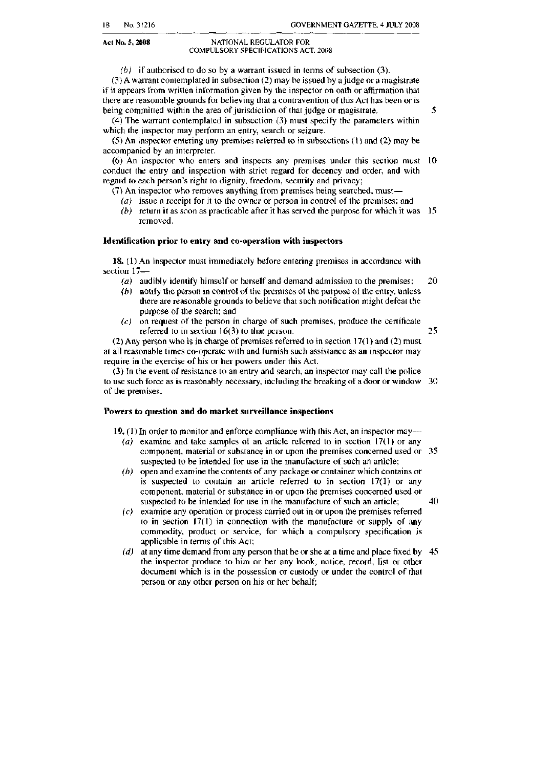(*b*) if authorised to do so by a warrant issued in terms of subsection (3).

(3) A warrant contemplated in subsection (2) may be issued by a judge or a magistrate if it appears from written information given by the inspector on oath or affirmation that there are reasonable grounds for believing that a contravention of this Act has been or is being committed within the area of jurisdiction of that judge or magistrate.

(4) The warrant contemplated in subsection (3) must specify the parameters within which the inspector may perform an entry, search or seizure.

(5) An inspector entering any premises referred to in subsections (1) and (2) may be accompanied by an interpreter.

(6) An inspector who enters and inspects any premises under this section must conduct the entry and inspection with strict regard for decency and order, and with regard to each person's right to dignity, freedom, security and privacy;

(7) An inspector who removes anything from premises being searched, must—

(*a*) issue a receipt for it to the owner or person in control of the premises; and

(*b*) return it as soon as practicable after it has served the purpose for which it was removed.

### Identification prior to entry and co-operation with inspectors

**18.** (1) An inspector must immediately before entering premises in accordance with section 17—

(*a*) audibly identify himself or herself and demand admission to the premises;

(*b*) notify the person in control of the premises of the purpose of the entry, unless there are reasonable grounds to believe that such notification might defeat the purpose of the search; and

(*c*) on request of the person in charge of such premises, produce the certificate referred to in section 16(3) to that person.

(2) Any person who is in charge of premises referred to in section 17(1) and (2) must at all reasonable times co-operate with and furnish such assistance as an inspector may require in the exercise of his or her powers under this Act.

(3) In the event of resistance to an entry and search, an inspector may call the police to use such force as is reasonably necessary, including the breaking of a door or window of the premises.

### Powers to question and do market surveillance inspections

**19.** (1) In order to monitor and enforce compliance with this Act, an inspector may—

(*a*) examine and take samples of an article referred to in section 17(1) or any component, material or substance in or upon the premises concerned used or suspected to be intended for use in the manufacture of such an article;

(*b*) open and examine the contents of any package or container which contains or is suspected to contain an article referred to in section 17(1) or any component, material or substance in or upon the premises concerned used or suspected to be intended for use in the manufacture of such an article;

(*c*) examine any operation or process carried out in or upon the premises referred to in section 17(1) in connection with the manufacture or supply of any commodity, product or service, for which a compulsory specification is applicable in terms of this Act;

(*d*) at any time demand from any person that he or she at a time and place fixed by the inspector produce to him or her any book, notice, record, list or other document which is in the possession or custody or under the control of that person or any other person on his or her behalf;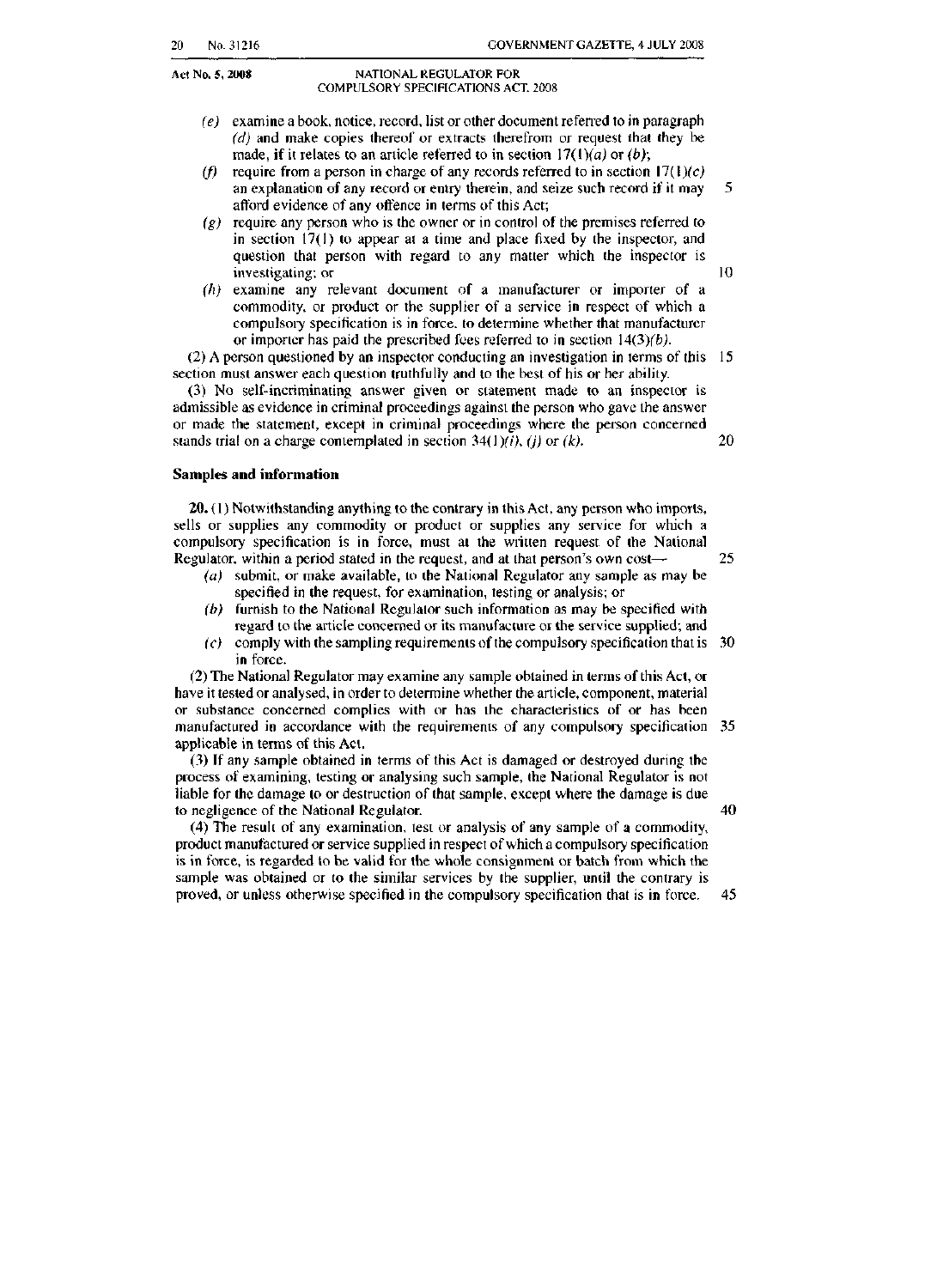(e) examine a book, notice, record, list or other document referred to in paragraph *(d)* and make copies thereof or extracts therefrom or request that they be made, if it relates to an article referred to in section 17(1)*(a)* or *(b)*;

(f) require from a person in charge of any records referred to in section 17(1)*(c)* an explanation of any record or entry therein, and seize such record if it may afford evidence of any offence in terms of this Act;

(g) require any person who is the owner or in control of the premises referred to in section 17(1) to appear at a time and place fixed by the inspector, and question that person with regard to any matter which the inspector is investigating; or

(h) examine any relevant document of a manufacturer or importer of a commodity, or product or the supplier of a service in respect of which a compulsory specification is in force, to determine whether that manufacturer or importer has paid the prescribed fees referred to in section 14(3)*(b)*.

(2) A person questioned by an inspector conducting an investigation in terms of this section must answer each question truthfully and to the best of his or her ability.

(3) No self-incriminating answer given or statement made to an inspector is admissible as evidence in criminal proceedings against the person who gave the answer or made the statement, except in criminal proceedings where the person concerned stands trial on a charge contemplated in section 34(1)*(i)*, *(j)* or *(k)*.

**Samples and information**

**20.** (1) Notwithstanding anything to the contrary in this Act, any person who imports, sells or supplies any commodity or product or supplies any service for which a compulsory specification is in force, must at the written request of the National Regulator, within a period stated in the request, and at that person's own cost—

(a) submit, or make available, to the National Regulator any sample as may be specified in the request, for examination, testing or analysis; or

(b) furnish to the National Regulator such information as may be specified with regard to the article concerned or its manufacture or the service supplied; and

(c) comply with the sampling requirements of the compulsory specification that is in force.

(2) The National Regulator may examine any sample obtained in terms of this Act, or have it tested or analysed, in order to determine whether the article, component, material or substance concerned complies with or has the characteristics of or has been manufactured in accordance with the requirements of any compulsory specification applicable in terms of this Act.

(3) If any sample obtained in terms of this Act is damaged or destroyed during the process of examining, testing or analysing such sample, the National Regulator is not liable for the damage to or destruction of that sample, except where the damage is due to negligence of the National Regulator.

(4) The result of any examination, test or analysis of any sample of a commodity, product manufactured or service supplied in respect of which a compulsory specification is in force, is regarded to be valid for the whole consignment or batch from which the sample was obtained or to the similar services by the supplier, until the contrary is proved, or unless otherwise specified in the compulsory specification that is in force.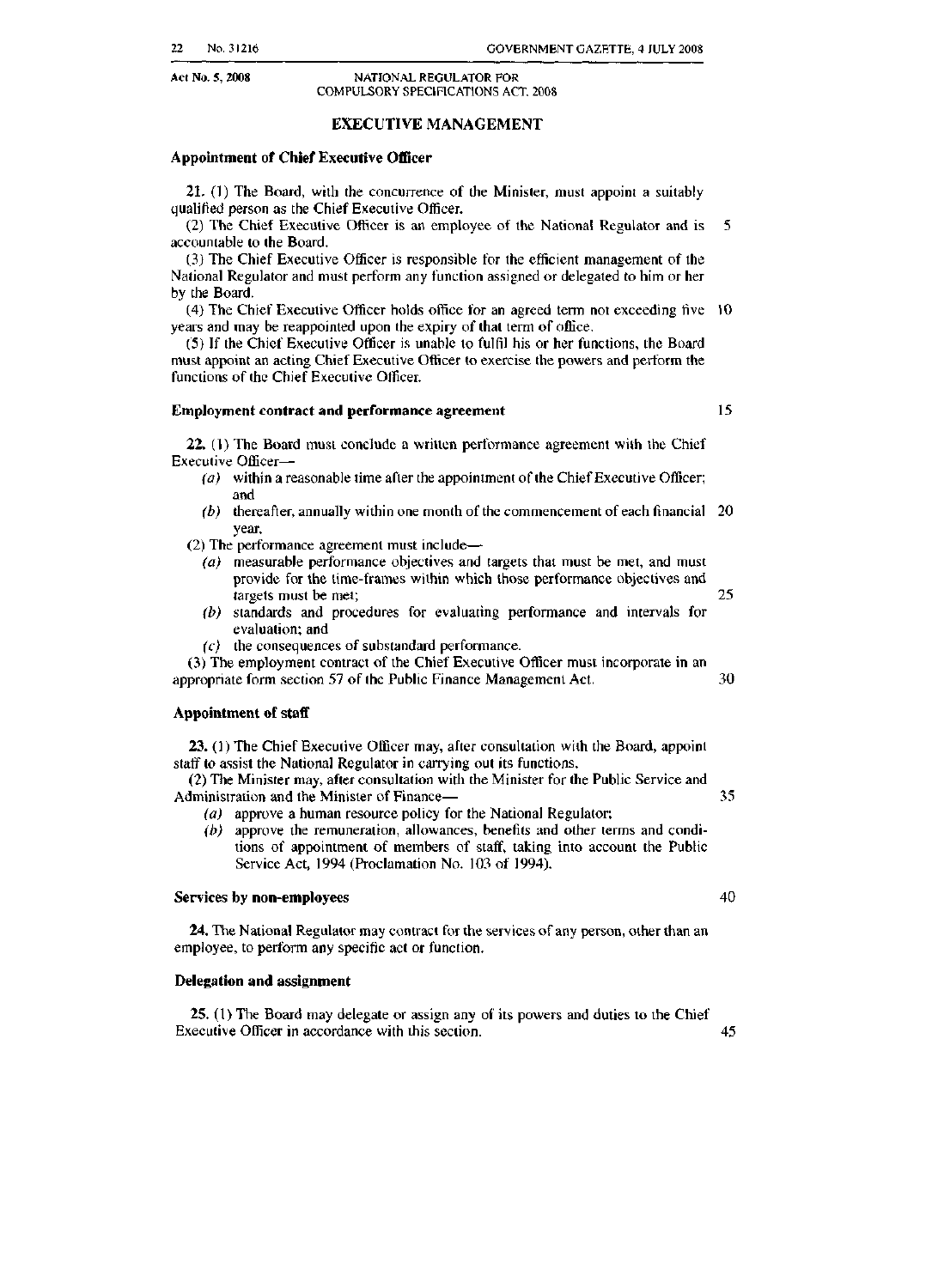## EXECUTIVE MANAGEMENT

### Appointment of Chief Executive Officer

**21.** (1) The Board, with the concurrence of the Minister, must appoint a suitably qualified person as the Chief Executive Officer.

(2) The Chief Executive Officer is an employee of the National Regulator and is accountable to the Board.

(3) The Chief Executive Officer is responsible for the efficient management of the National Regulator and must perform any function assigned or delegated to him or her by the Board.

(4) The Chief Executive Officer holds office for an agreed term not exceeding five years and may be reappointed upon the expiry of that term of office.

(5) If the Chief Executive Officer is unable to fulfil his or her functions, the Board must appoint an acting Chief Executive Officer to exercise the powers and perform the functions of the Chief Executive Officer.

### Employment contract and performance agreement

**22.** (1) The Board must conclude a written performance agreement with the Chief Executive Officer—

- *(a)* within a reasonable time after the appointment of the Chief Executive Officer; and
- *(b)* thereafter, annually within one month of the commencement of each financial year.

(2) The performance agreement must include—

- *(a)* measurable performance objectives and targets that must be met, and must provide for the time-frames within which those performance objectives and targets must be met;
- *(b)* standards and procedures for evaluating performance and intervals for evaluation; and
- *(c)* the consequences of substandard performance.

(3) The employment contract of the Chief Executive Officer must incorporate in an appropriate form section 57 of the Public Finance Management Act.

### Appointment of staff

**23.** (1) The Chief Executive Officer may, after consultation with the Board, appoint staff to assist the National Regulator in carrying out its functions.

(2) The Minister may, after consultation with the Minister for the Public Service and Administration and the Minister of Finance—

- *(a)* approve a human resource policy for the National Regulator;
- *(b)* approve the remuneration, allowances, benefits and other terms and conditions of appointment of members of staff, taking into account the Public Service Act, 1994 (Proclamation No. 103 of 1994).

### Services by non-employees

**24.** The National Regulator may contract for the services of any person, other than an employee, to perform any specific act or function.

### Delegation and assignment

**25.** (1) The Board may delegate or assign any of its powers and duties to the Chief Executive Officer in accordance with this section.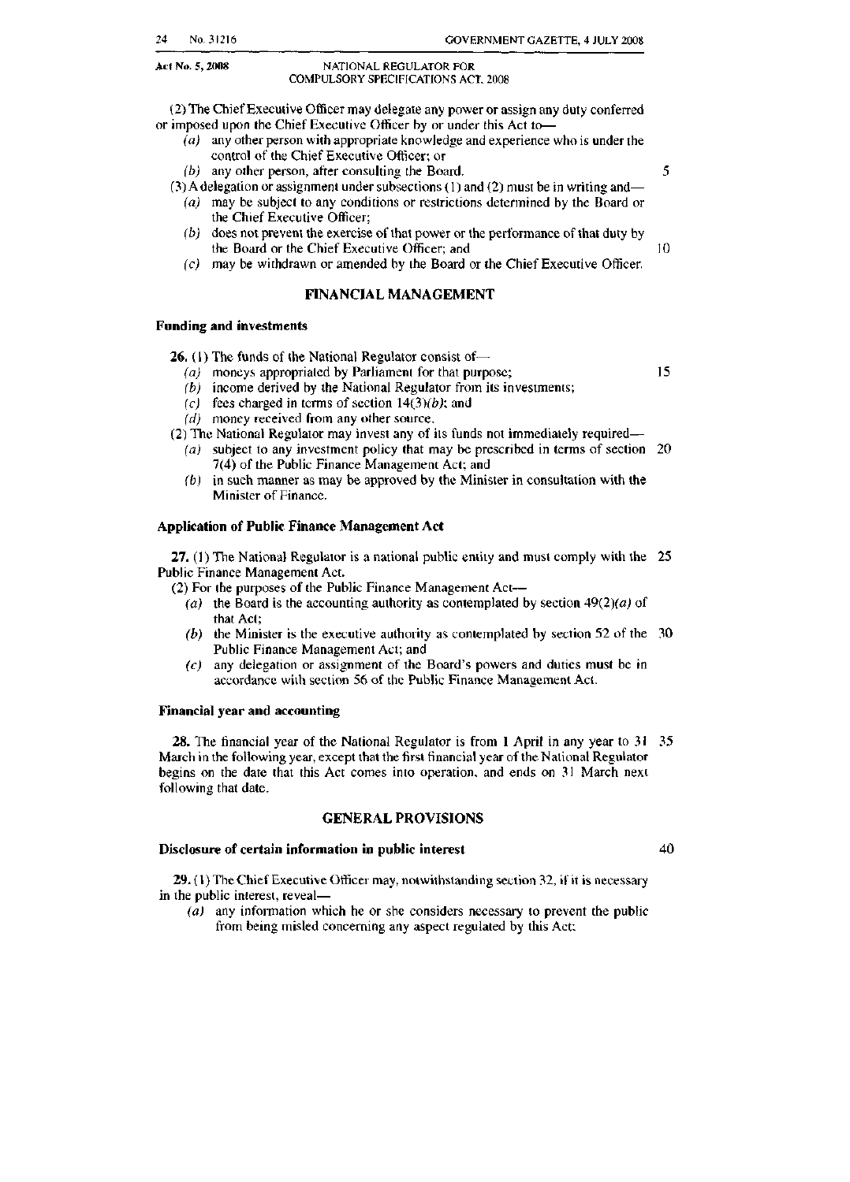(2) The Chief Executive Officer may delegate any power or assign any duty conferred or imposed upon the Chief Executive Officer by or under this Act to—

*(a)* any other person with appropriate knowledge and experience who is under the control of the Chief Executive Officer; or

*(b)* any other person, after consulting the Board.

(3) A delegation or assignment under subsections (1) and (2) must be in writing and—

*(a)* may be subject to any conditions or restrictions determined by the Board or the Chief Executive Officer;

*(b)* does not prevent the exercise of that power or the performance of that duty by the Board or the Chief Executive Officer; and

*(c)* may be withdrawn or amended by the Board or the Chief Executive Officer.

## FINANCIAL MANAGEMENT

### Funding and investments

**26.** (1) The funds of the National Regulator consist of—

*(a)* moneys appropriated by Parliament for that purpose;

*(b)* income derived by the National Regulator from its investments;

*(c)* fees charged in terms of section 14(3)*(b)*; and

*(d)* money received from any other source.

(2) The National Regulator may invest any of its funds not immediately required—

*(a)* subject to any investment policy that may be prescribed in terms of section 7(4) of the Public Finance Management Act; and

*(b)* in such manner as may be approved by the Minister in consultation with the Minister of Finance.

### Application of Public Finance Management Act

**27.** (1) The National Regulator is a national public entity and must comply with the Public Finance Management Act.

(2) For the purposes of the Public Finance Management Act—

*(a)* the Board is the accounting authority as contemplated by section 49(2)*(a)* of that Act;

*(b)* the Minister is the executive authority as contemplated by section 52 of the Public Finance Management Act; and

*(c)* any delegation or assignment of the Board's powers and duties must be in accordance with section 56 of the Public Finance Management Act.

### Financial year and accounting

**28.** The financial year of the National Regulator is from 1 April in any year to 31 March in the following year, except that the first financial year of the National Regulator begins on the date that this Act comes into operation, and ends on 31 March next following that date.

## GENERAL PROVISIONS

### Disclosure of certain information in public interest

**29.** (1) The Chief Executive Officer may, notwithstanding section 32, if it is necessary in the public interest, reveal—

*(a)* any information which he or she considers necessary to prevent the public from being misled concerning any aspect regulated by this Act;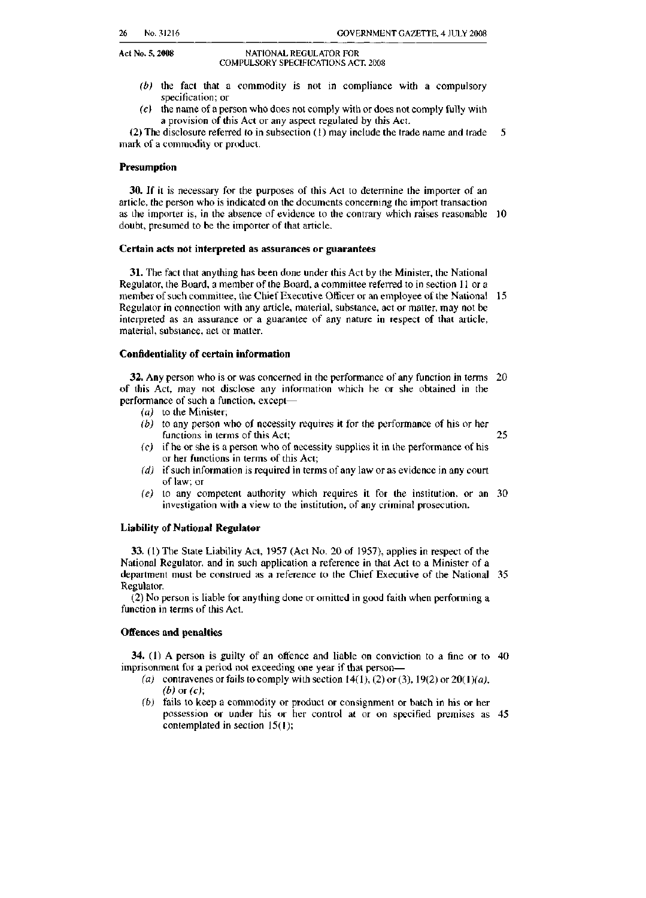(*b*) the fact that a commodity is not in compliance with a compulsory specification; or

(*c*) the name of a person who does not comply with or does not comply fully with a provision of this Act or any aspect regulated by this Act.

(2) The disclosure referred to in subsection (1) may include the trade name and trade mark of a commodity or product.

### Presumption

**30.** If it is necessary for the purposes of this Act to determine the importer of an article, the person who is indicated on the documents concerning the import transaction as the importer is, in the absence of evidence to the contrary which raises reasonable doubt, presumed to be the importer of that article.

### Certain acts not interpreted as assurances or guarantees

**31.** The fact that anything has been done under this Act by the Minister, the National Regulator, the Board, a member of the Board, a committee referred to in section 11 or a member of such committee, the Chief Executive Officer or an employee of the National Regulator in connection with any article, material, substance, act or matter, may not be interpreted as an assurance or a guarantee of any nature in respect of that article, material, substance, act or matter.

### Confidentiality of certain information

**32.** Any person who is or was concerned in the performance of any function in terms of this Act, may not disclose any information which he or she obtained in the performance of such a function, except—

(*a*) to the Minister;

(*b*) to any person who of necessity requires it for the performance of his or her functions in terms of this Act;

(*c*) if he or she is a person who of necessity supplies it in the performance of his or her functions in terms of this Act;

(*d*) if such information is required in terms of any law or as evidence in any court of law; or

(*e*) to any competent authority which requires it for the institution, or an investigation with a view to the institution, of any criminal prosecution.

### Liability of National Regulator

**33.** (1) The State Liability Act, 1957 (Act No. 20 of 1957), applies in respect of the National Regulator, and in such application a reference in that Act to a Minister of a department must be construed as a reference to the Chief Executive of the National Regulator.

(2) No person is liable for anything done or omitted in good faith when performing a function in terms of this Act.

### Offences and penalties

**34.** (1) A person is guilty of an offence and liable on conviction to a fine or to imprisonment for a period not exceeding one year if that person—

(*a*) contravenes or fails to comply with section 14(1), (2) or (3), 19(2) or 20(1)(*a*), (*b*) or (*c*);

(*b*) fails to keep a commodity or product or consignment or batch in his or her possession or under his or her control at or on specified premises as contemplated in section 15(1);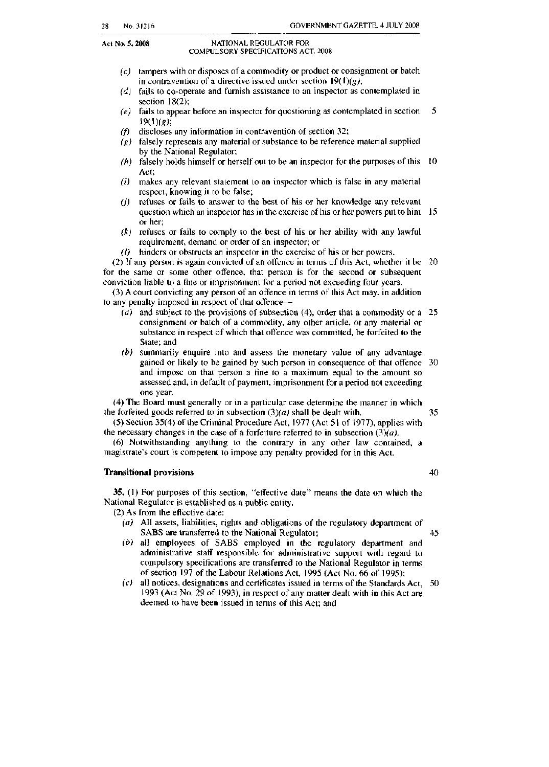(c) tampers with or disposes of a commodity or product or consignment or batch in contravention of a directive issued under section 19(1)(g);

(d) fails to co-operate and furnish assistance to an inspector as contemplated in section 18(2);

(e) fails to appear before an inspector for questioning as contemplated in section 19(1)(g);

(f) discloses any information in contravention of section 32;

(g) falsely represents any material or substance to be reference material supplied by the National Regulator;

(h) falsely holds himself or herself out to be an inspector for the purposes of this Act;

(i) makes any relevant statement to an inspector which is false in any material respect, knowing it to be false;

(j) refuses or fails to answer to the best of his or her knowledge any relevant question which an inspector has in the exercise of his or her powers put to him or her;

(k) refuses or fails to comply to the best of his or her ability with any lawful requirement, demand or order of an inspector; or

(l) hinders or obstructs an inspector in the exercise of his or her powers.

(2) If any person is again convicted of an offence in terms of this Act, whether it be for the same or some other offence, that person is for the second or subsequent conviction liable to a fine or imprisonment for a period not exceeding four years.

(3) A court convicting any person of an offence in terms of this Act may, in addition to any penalty imposed in respect of that offence—

(a) and subject to the provisions of subsection (4), order that a commodity or a consignment or batch of a commodity, any other article, or any material or substance in respect of which that offence was committed, be forfeited to the State; and

(b) summarily enquire into and assess the monetary value of any advantage gained or likely to be gained by such person in consequence of that offence and impose on that person a fine to a maximum equal to the amount so assessed and, in default of payment, imprisonment for a period not exceeding one year.

(4) The Board must generally or in a particular case determine the manner in which the forfeited goods referred to in subsection (3)(a) shall be dealt with.

(5) Section 35(4) of the Criminal Procedure Act, 1977 (Act 51 of 1977), applies with the necessary changes in the case of a forfeiture referred to in subsection (3)(a).

(6) Notwithstanding anything to the contrary in any other law contained, a magistrate's court is competent to impose any penalty provided for in this Act.

**Transitional provisions**

**35.** (1) For purposes of this section, "effective date" means the date on which the National Regulator is established as a public entity.

(2) As from the effective date:

(a) All assets, liabilities, rights and obligations of the regulatory department of SABS are transferred to the National Regulator;

(b) all employees of SABS employed in the regulatory department and administrative staff responsible for administrative support with regard to compulsory specifications are transferred to the National Regulator in terms of section 197 of the Labour Relations Act, 1995 (Act No. 66 of 1995);

(c) all notices, designations and certificates issued in terms of the Standards Act, 1993 (Act No. 29 of 1993), in respect of any matter dealt with in this Act are deemed to have been issued in terms of this Act; and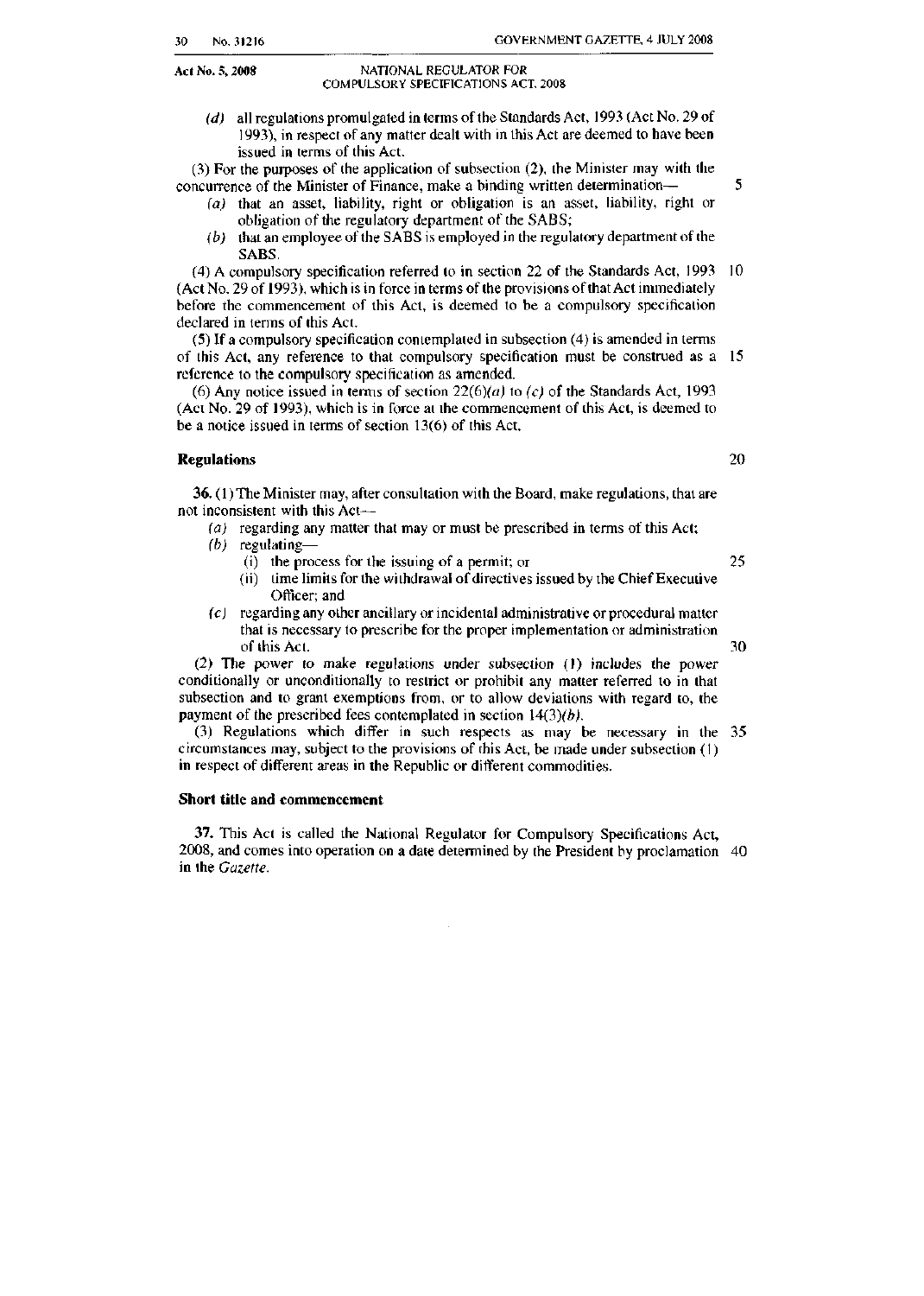(d) all regulations promulgated in terms of the Standards Act, 1993 (Act No. 29 of 1993), in respect of any matter dealt with in this Act are deemed to have been issued in terms of this Act.

(3) For the purposes of the application of subsection (2), the Minister may with the concurrence of the Minister of Finance, make a binding written determination—

(a) that an asset, liability, right or obligation is an asset, liability, right or obligation of the regulatory department of the SABS;

(b) that an employee of the SABS is employed in the regulatory department of the SABS.

(4) A compulsory specification referred to in section 22 of the Standards Act, 1993 (Act No. 29 of 1993), which is in force in terms of the provisions of that Act immediately before the commencement of this Act, is deemed to be a compulsory specification declared in terms of this Act.

(5) If a compulsory specification contemplated in subsection (4) is amended in terms of this Act, any reference to that compulsory specification must be construed as a reference to the compulsory specification as amended.

(6) Any notice issued in terms of section 22(6)*(a)* to *(c)* of the Standards Act, 1993 (Act No. 29 of 1993), which is in force at the commencement of this Act, is deemed to be a notice issued in terms of section 13(6) of this Act.

## Regulations

**36.** (1) The Minister may, after consultation with the Board, make regulations, that are not inconsistent with this Act—

(a) regarding any matter that may or must be prescribed in terms of this Act;

(b) regulating—

(i) the process for the issuing of a permit; or

(ii) time limits for the withdrawal of directives issued by the Chief Executive Officer; and

(c) regarding any other ancillary or incidental administrative or procedural matter that is necessary to prescribe for the proper implementation or administration of this Act.

(2) The power to make regulations under subsection (1) includes the power conditionally or unconditionally to restrict or prohibit any matter referred to in that subsection and to grant exemptions from, or to allow deviations with regard to, the payment of the prescribed fees contemplated in section 14(3)*(b)*.

(3) Regulations which differ in such respects as may be necessary in the circumstances may, subject to the provisions of this Act, be made under subsection (1) in respect of different areas in the Republic or different commodities.

## Short title and commencement

**37.** This Act is called the National Regulator for Compulsory Specifications Act, 2008, and comes into operation on a date determined by the President by proclamation in the *Gazette*.